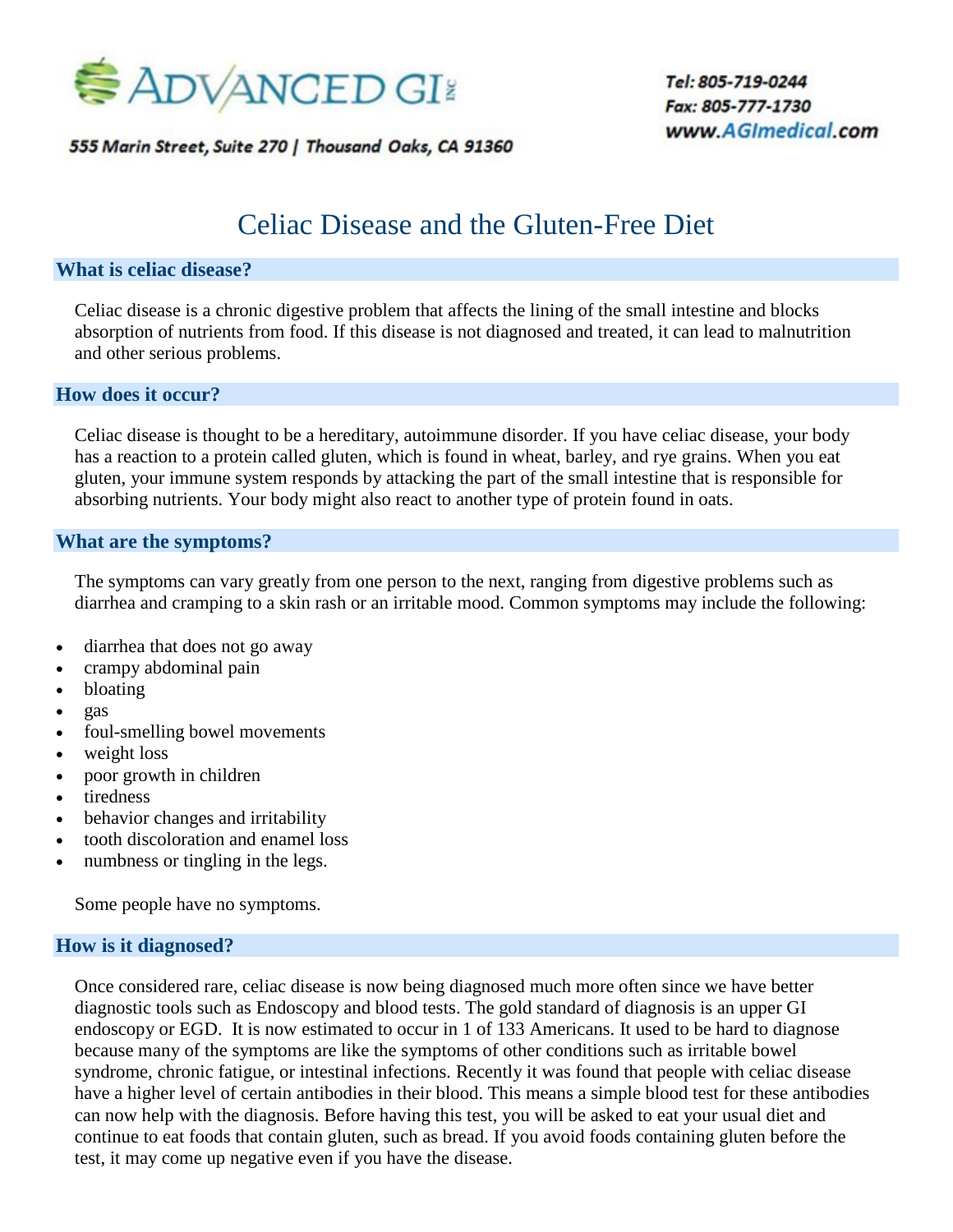ADVANCED GI Inc

555 Marin Street, Suite 270 | Thousand Oaks, CA 91360

Tel: 805-719-0244
Fax: 805-777-1730
www.AGImedical.com

# Celiac Disease and the Gluten-Free Diet

## What is celiac disease?

Celiac disease is a chronic digestive problem that affects the lining of the small intestine and blocks absorption of nutrients from food. If this disease is not diagnosed and treated, it can lead to malnutrition and other serious problems.

## How does it occur?

Celiac disease is thought to be a hereditary, autoimmune disorder. If you have celiac disease, your body has a reaction to a protein called gluten, which is found in wheat, barley, and rye grains. When you eat gluten, your immune system responds by attacking the part of the small intestine that is responsible for absorbing nutrients. Your body might also react to another type of protein found in oats.

## What are the symptoms?

The symptoms can vary greatly from one person to the next, ranging from digestive problems such as diarrhea and cramping to a skin rash or an irritable mood. Common symptoms may include the following:

- diarrhea that does not go away
- crampy abdominal pain
- bloating
- gas
- foul-smelling bowel movements
- weight loss
- poor growth in children
- tiredness
- behavior changes and irritability
- tooth discoloration and enamel loss
- numbness or tingling in the legs.

Some people have no symptoms.

## How is it diagnosed?

Once considered rare, celiac disease is now being diagnosed much more often since we have better diagnostic tools such as Endoscopy and blood tests. The gold standard of diagnosis is an upper GI endoscopy or EGD. It is now estimated to occur in 1 of 133 Americans. It used to be hard to diagnose because many of the symptoms are like the symptoms of other conditions such as irritable bowel syndrome, chronic fatigue, or intestinal infections. Recently it was found that people with celiac disease have a higher level of certain antibodies in their blood. This means a simple blood test for these antibodies can now help with the diagnosis. Before having this test, you will be asked to eat your usual diet and continue to eat foods that contain gluten, such as bread. If you avoid foods containing gluten before the test, it may come up negative even if you have the disease.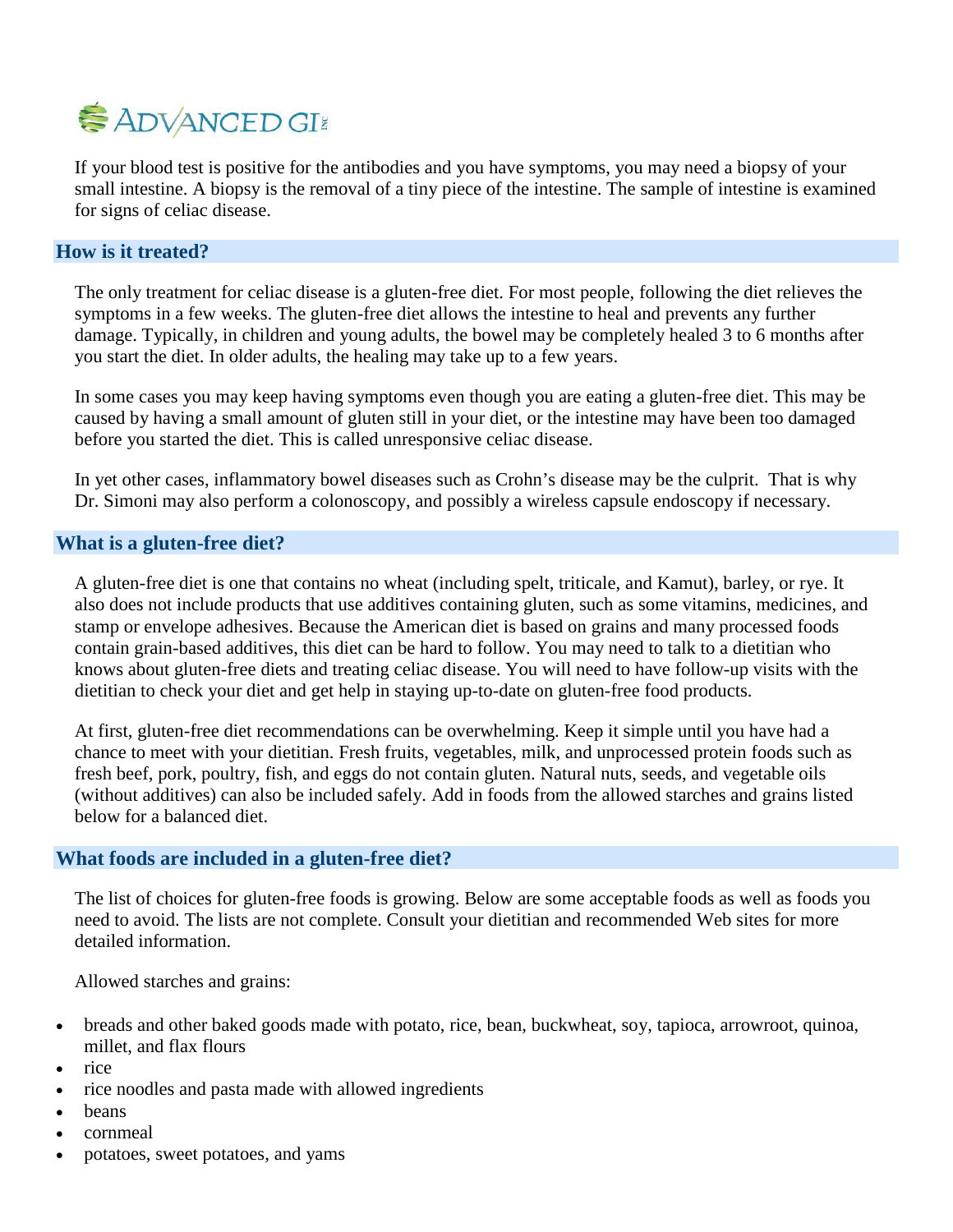If your blood test is positive for the antibodies and you have symptoms, you may need a biopsy of your small intestine. A biopsy is the removal of a tiny piece of the intestine. The sample of intestine is examined for signs of celiac disease.

## How is it treated?

The only treatment for celiac disease is a gluten-free diet. For most people, following the diet relieves the symptoms in a few weeks. The gluten-free diet allows the intestine to heal and prevents any further damage. Typically, in children and young adults, the bowel may be completely healed 3 to 6 months after you start the diet. In older adults, the healing may take up to a few years.

In some cases you may keep having symptoms even though you are eating a gluten-free diet. This may be caused by having a small amount of gluten still in your diet, or the intestine may have been too damaged before you started the diet. This is called unresponsive celiac disease.

In yet other cases, inflammatory bowel diseases such as Crohn's disease may be the culprit. That is why Dr. Simoni may also perform a colonoscopy, and possibly a wireless capsule endoscopy if necessary.

## What is a gluten-free diet?

A gluten-free diet is one that contains no wheat (including spelt, triticale, and Kamut), barley, or rye. It also does not include products that use additives containing gluten, such as some vitamins, medicines, and stamp or envelope adhesives. Because the American diet is based on grains and many processed foods contain grain-based additives, this diet can be hard to follow. You may need to talk to a dietitian who knows about gluten-free diets and treating celiac disease. You will need to have follow-up visits with the dietitian to check your diet and get help in staying up-to-date on gluten-free food products.

At first, gluten-free diet recommendations can be overwhelming. Keep it simple until you have had a chance to meet with your dietitian. Fresh fruits, vegetables, milk, and unprocessed protein foods such as fresh beef, pork, poultry, fish, and eggs do not contain gluten. Natural nuts, seeds, and vegetable oils (without additives) can also be included safely. Add in foods from the allowed starches and grains listed below for a balanced diet.

## What foods are included in a gluten-free diet?

The list of choices for gluten-free foods is growing. Below are some acceptable foods as well as foods you need to avoid. The lists are not complete. Consult your dietitian and recommended Web sites for more detailed information.

Allowed starches and grains:

- breads and other baked goods made with potato, rice, bean, buckwheat, soy, tapioca, arrowroot, quinoa, millet, and flax flours
- rice
- rice noodles and pasta made with allowed ingredients
- beans
- cornmeal
- potatoes, sweet potatoes, and yams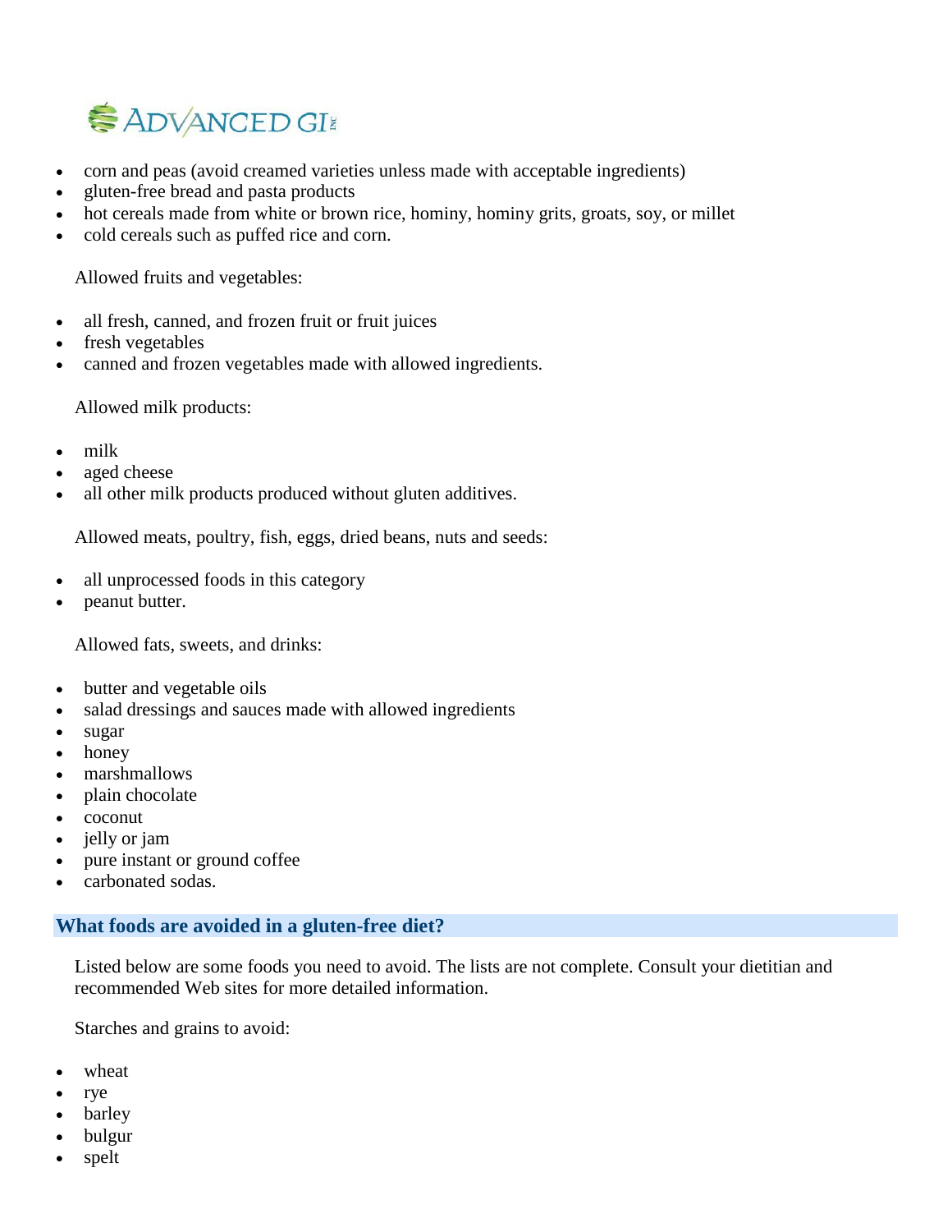- corn and peas (avoid creamed varieties unless made with acceptable ingredients)
- gluten-free bread and pasta products
- hot cereals made from white or brown rice, hominy, hominy grits, groats, soy, or millet
- cold cereals such as puffed rice and corn.

Allowed fruits and vegetables:

- all fresh, canned, and frozen fruit or fruit juices
- fresh vegetables
- canned and frozen vegetables made with allowed ingredients.

Allowed milk products:

- milk
- aged cheese
- all other milk products produced without gluten additives.

Allowed meats, poultry, fish, eggs, dried beans, nuts and seeds:

- all unprocessed foods in this category
- peanut butter.

Allowed fats, sweets, and drinks:

- butter and vegetable oils
- salad dressings and sauces made with allowed ingredients
- sugar
- honey
- marshmallows
- plain chocolate
- coconut
- jelly or jam
- pure instant or ground coffee
- carbonated sodas.

## What foods are avoided in a gluten-free diet?

Listed below are some foods you need to avoid. The lists are not complete. Consult your dietitian and recommended Web sites for more detailed information.

Starches and grains to avoid:

- wheat
- rye
- barley
- bulgur
- spelt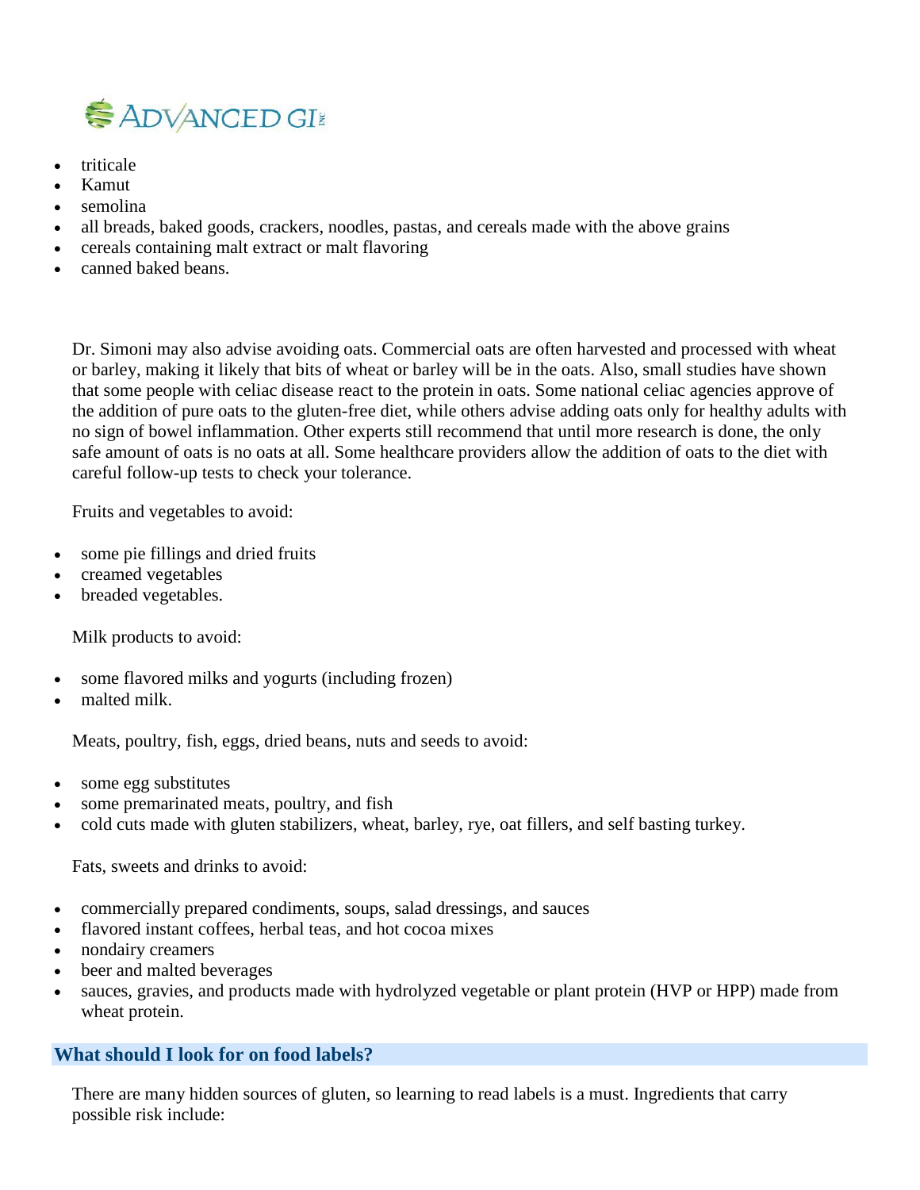- triticale
- Kamut
- semolina
- all breads, baked goods, crackers, noodles, pastas, and cereals made with the above grains
- cereals containing malt extract or malt flavoring
- canned baked beans.

Dr. Simoni may also advise avoiding oats. Commercial oats are often harvested and processed with wheat or barley, making it likely that bits of wheat or barley will be in the oats. Also, small studies have shown that some people with celiac disease react to the protein in oats. Some national celiac agencies approve of the addition of pure oats to the gluten-free diet, while others advise adding oats only for healthy adults with no sign of bowel inflammation. Other experts still recommend that until more research is done, the only safe amount of oats is no oats at all. Some healthcare providers allow the addition of oats to the diet with careful follow-up tests to check your tolerance.

Fruits and vegetables to avoid:

- some pie fillings and dried fruits
- creamed vegetables
- breaded vegetables.

Milk products to avoid:

- some flavored milks and yogurts (including frozen)
- malted milk.

Meats, poultry, fish, eggs, dried beans, nuts and seeds to avoid:

- some egg substitutes
- some premarinated meats, poultry, and fish
- cold cuts made with gluten stabilizers, wheat, barley, rye, oat fillers, and self basting turkey.

Fats, sweets and drinks to avoid:

- commercially prepared condiments, soups, salad dressings, and sauces
- flavored instant coffees, herbal teas, and hot cocoa mixes
- nondairy creamers
- beer and malted beverages
- sauces, gravies, and products made with hydrolyzed vegetable or plant protein (HVP or HPP) made from wheat protein.

## What should I look for on food labels?

There are many hidden sources of gluten, so learning to read labels is a must. Ingredients that carry possible risk include: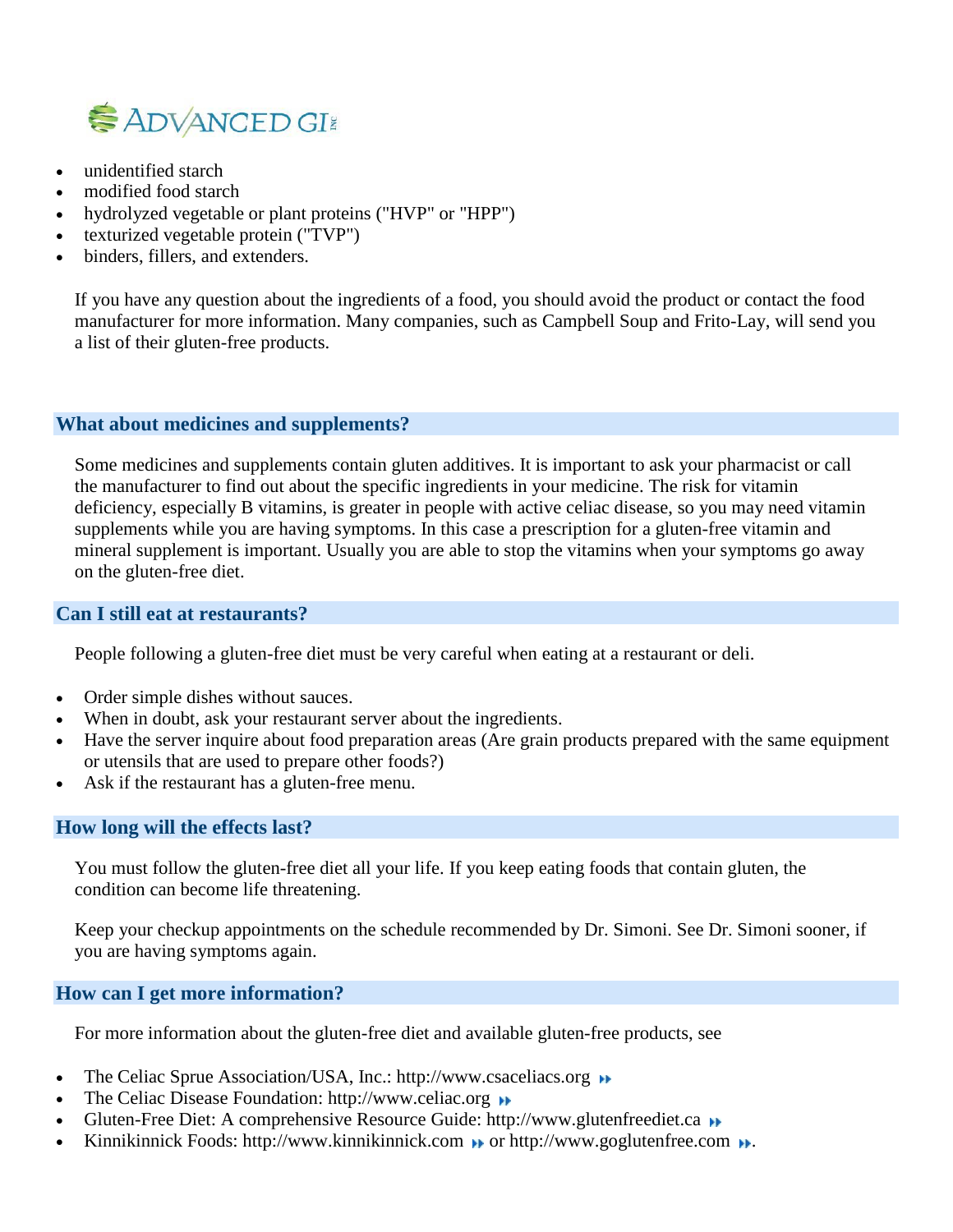- unidentified starch
- modified food starch
- hydrolyzed vegetable or plant proteins ("HVP" or "HPP")
- texturized vegetable protein ("TVP")
- binders, fillers, and extenders.

If you have any question about the ingredients of a food, you should avoid the product or contact the food manufacturer for more information. Many companies, such as Campbell Soup and Frito-Lay, will send you a list of their gluten-free products.

## What about medicines and supplements?

Some medicines and supplements contain gluten additives. It is important to ask your pharmacist or call the manufacturer to find out about the specific ingredients in your medicine. The risk for vitamin deficiency, especially B vitamins, is greater in people with active celiac disease, so you may need vitamin supplements while you are having symptoms. In this case a prescription for a gluten-free vitamin and mineral supplement is important. Usually you are able to stop the vitamins when your symptoms go away on the gluten-free diet.

## Can I still eat at restaurants?

People following a gluten-free diet must be very careful when eating at a restaurant or deli.

- Order simple dishes without sauces.
- When in doubt, ask your restaurant server about the ingredients.
- Have the server inquire about food preparation areas (Are grain products prepared with the same equipment or utensils that are used to prepare other foods?)
- Ask if the restaurant has a gluten-free menu.

## How long will the effects last?

You must follow the gluten-free diet all your life. If you keep eating foods that contain gluten, the condition can become life threatening.

Keep your checkup appointments on the schedule recommended by Dr. Simoni. See Dr. Simoni sooner, if you are having symptoms again.

## How can I get more information?

For more information about the gluten-free diet and available gluten-free products, see

- The Celiac Sprue Association/USA, Inc.: http://www.csaceliacs.org
- The Celiac Disease Foundation: http://www.celiac.org
- Gluten-Free Diet: A comprehensive Resource Guide: http://www.glutenfreediet.ca
- Kinnikinnick Foods: http://www.kinnikinnick.com or http://www.goglutenfree.com.